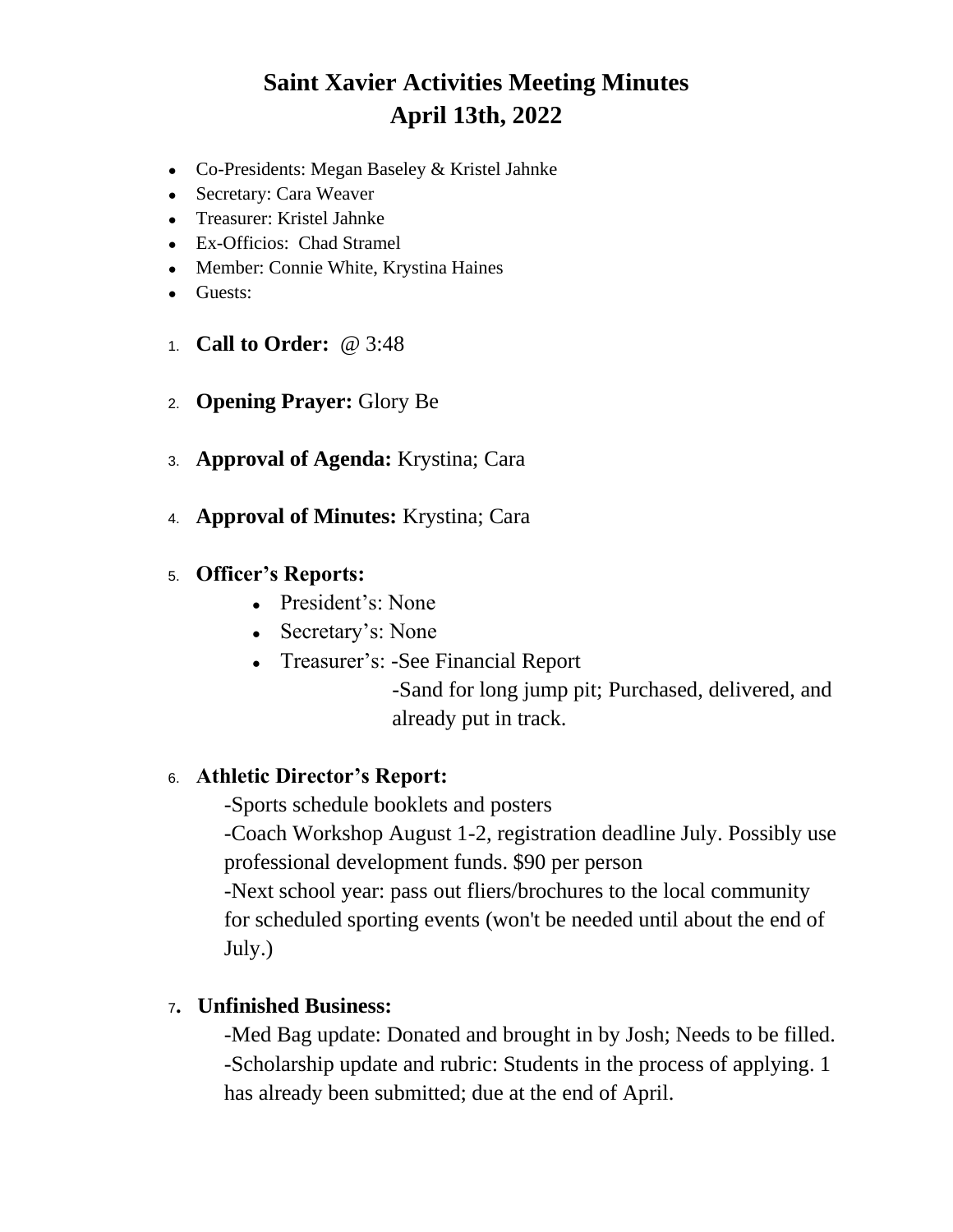# Saint Xavier Activities Meeting Minutes
## April 13th, 2022

- Co-Presidents: Megan Baseley & Kristel Jahnke
- Secretary: Cara Weaver
- Treasurer: Kristel Jahnke
- Ex-Officios: Chad Stramel
- Member: Connie White, Krystina Haines
- Guests:

1. **Call to Order:** @ 3:48

2. **Opening Prayer:** Glory Be

3. **Approval of Agenda:** Krystina; Cara

4. **Approval of Minutes:** Krystina; Cara

5. **Officer's Reports:**
   - President's: None
   - Secretary's: None
   - Treasurer's: -See Financial Report
     -Sand for long jump pit; Purchased, delivered, and already put in track.

6. **Athletic Director's Report:**
   -Sports schedule booklets and posters
   -Coach Workshop August 1-2, registration deadline July. Possibly use professional development funds. $90 per person
   -Next school year: pass out fliers/brochures to the local community for scheduled sporting events (won't be needed until about the end of July.)

7. **Unfinished Business:**
   -Med Bag update: Donated and brought in by Josh; Needs to be filled.
   -Scholarship update and rubric: Students in the process of applying. 1 has already been submitted; due at the end of April.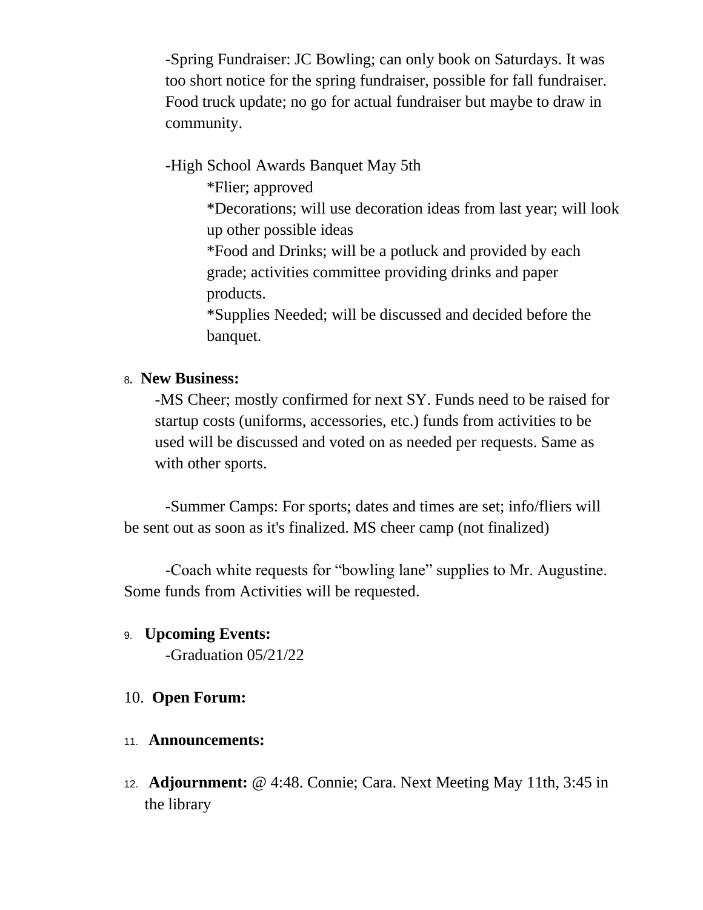-Spring Fundraiser: JC Bowling; can only book on Saturdays. It was too short notice for the spring fundraiser, possible for fall fundraiser. Food truck update; no go for actual fundraiser but maybe to draw in community.

-High School Awards Banquet May 5th

*Flier; approved

*Decorations; will use decoration ideas from last year; will look up other possible ideas

*Food and Drinks; will be a potluck and provided by each grade; activities committee providing drinks and paper products.

*Supplies Needed; will be discussed and decided before the banquet.

8. **New Business:**

-MS Cheer; mostly confirmed for next SY. Funds need to be raised for startup costs (uniforms, accessories, etc.) funds from activities to be used will be discussed and voted on as needed per requests. Same as with other sports.

-Summer Camps: For sports; dates and times are set; info/fliers will be sent out as soon as it's finalized. MS cheer camp (not finalized)

-Coach white requests for “bowling lane” supplies to Mr. Augustine. Some funds from Activities will be requested.

9. **Upcoming Events:**

-Graduation 05/21/22

10. **Open Forum:**

11. **Announcements:**

12. **Adjournment:** @ 4:48. Connie; Cara. Next Meeting May 11th, 3:45 in the library